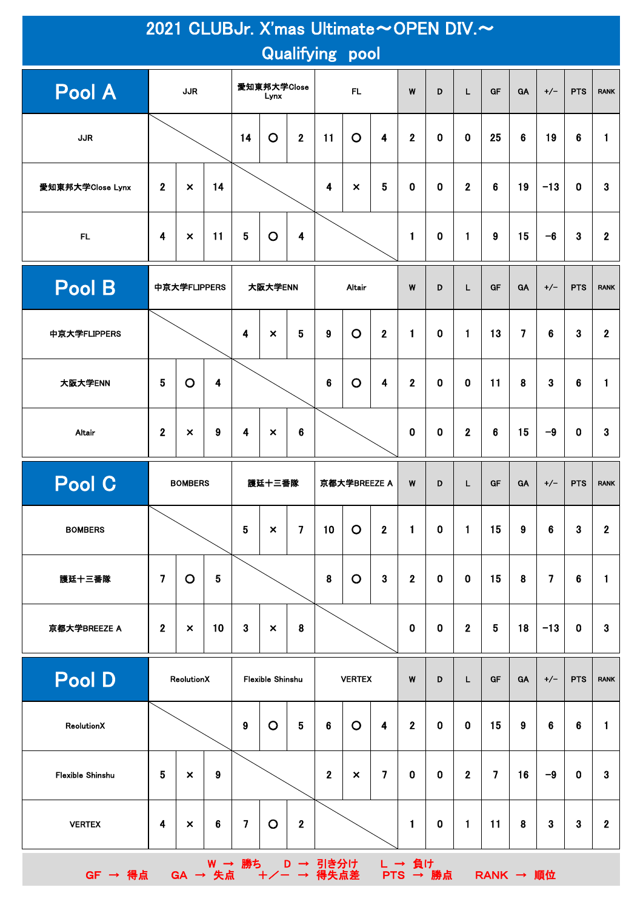# 2021 CLUBJr. X'mas Ultimate～OPEN DIV.～

## Qualifying pool

| Pool A | JJR | | | 愛知東邦大学Close Lynx | | | FL | | | W | D | L | GF | GA | +/− | PTS | RANK |
|---|---|---|---|---|---|---|---|---|---|---|---|---|---|---|---|---|---|
| JJR | | | | 14 | ○ | 2 | 11 | ○ | 4 | 2 | 0 | 0 | 25 | 6 | 19 | 6 | 1 |
| 愛知東邦大学Close Lynx | 2 | × | 14 | | | | 4 | × | 5 | 0 | 0 | 2 | 6 | 19 | −13 | 0 | 3 |
| FL | 4 | × | 11 | 5 | ○ | 4 | | | | 1 | 0 | 1 | 9 | 15 | −6 | 3 | 2 |

| Pool B | 中京大学FLIPPERS | | | 大阪大学ENN | | | Altair | | | W | D | L | GF | GA | +/− | PTS | RANK |
|---|---|---|---|---|---|---|---|---|---|---|---|---|---|---|---|---|---|
| 中京大学FLIPPERS | | | | 4 | × | 5 | 9 | ○ | 2 | 1 | 0 | 1 | 13 | 7 | 6 | 3 | 2 |
| 大阪大学ENN | 5 | ○ | 4 | | | | 6 | ○ | 4 | 2 | 0 | 0 | 11 | 8 | 3 | 6 | 1 |
| Altair | 2 | × | 9 | 4 | × | 6 | | | | 0 | 0 | 2 | 6 | 15 | −9 | 0 | 3 |

| Pool C | BOMBERS | | | 護廷十三番隊 | | | 京都大学BREEZE A | | | W | D | L | GF | GA | +/− | PTS | RANK |
|---|---|---|---|---|---|---|---|---|---|---|---|---|---|---|---|---|---|
| BOMBERS | | | | 5 | × | 7 | 10 | ○ | 2 | 1 | 0 | 1 | 15 | 9 | 6 | 3 | 2 |
| 護廷十三番隊 | 7 | ○ | 5 | | | | 8 | ○ | 3 | 2 | 0 | 0 | 15 | 8 | 7 | 6 | 1 |
| 京都大学BREEZE A | 2 | × | 10 | 3 | × | 8 | | | | 0 | 0 | 2 | 5 | 18 | −13 | 0 | 3 |

| Pool D | ReolutionX | | | Flexible Shinshu | | | VERTEX | | | W | D | L | GF | GA | +/− | PTS | RANK |
|---|---|---|---|---|---|---|---|---|---|---|---|---|---|---|---|---|---|
| ReolutionX | | | | 9 | ○ | 5 | 6 | ○ | 4 | 2 | 0 | 0 | 15 | 9 | 6 | 6 | 1 |
| Flexible Shinshu | 5 | × | 9 | | | | 2 | × | 7 | 0 | 0 | 2 | 7 | 16 | −9 | 0 | 3 |
| VERTEX | 4 | × | 6 | 7 | ○ | 2 | | | | 1 | 0 | 1 | 11 | 8 | 3 | 3 | 2 |

W → 勝ち　D → 引き分け　L → 負け
GF → 得点　GA → 失点　＋／－ → 得失点差　PTS → 勝点　RANK → 順位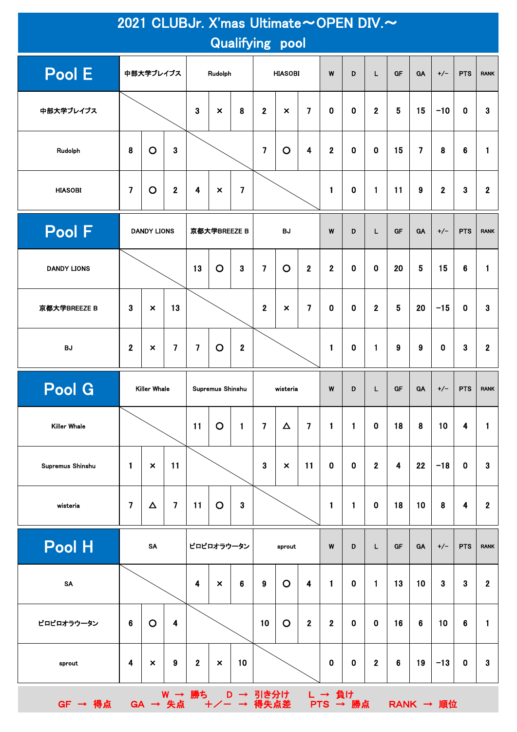# 2021 CLUBJr. X'mas Ultimate～OPEN DIV.～

## Qualifying pool

| Pool E | 中部大学ブレイブス | | | Rudolph | | | HIASOBI | | | W | D | L | GF | GA | +/− | PTS | RANK |
|---|---|---|---|---|---|---|---|---|---|---|---|---|---|---|---|---|---|
| 中部大学ブレイブス | | | | 3 | × | 8 | 2 | × | 7 | 0 | 0 | 2 | 5 | 15 | −10 | 0 | 3 |
| Rudolph | 8 | 〇 | 3 | | | | 7 | 〇 | 4 | 2 | 0 | 0 | 15 | 7 | 8 | 6 | 1 |
| HIASOBI | 7 | 〇 | 2 | 4 | × | 7 | | | | 1 | 0 | 1 | 11 | 9 | 2 | 3 | 2 |

| Pool F | DANDY LIONS | | | 京都大学BREEZE B | | | BJ | | | W | D | L | GF | GA | +/− | PTS | RANK |
|---|---|---|---|---|---|---|---|---|---|---|---|---|---|---|---|---|---|
| DANDY LIONS | | | | 13 | 〇 | 3 | 7 | 〇 | 2 | 2 | 0 | 0 | 20 | 5 | 15 | 6 | 1 |
| 京都大学BREEZE B | 3 | × | 13 | | | | 2 | × | 7 | 0 | 0 | 2 | 5 | 20 | −15 | 0 | 3 |
| BJ | 2 | × | 7 | 7 | 〇 | 2 | | | | 1 | 0 | 1 | 9 | 9 | 0 | 3 | 2 |

| Pool G | Killer Whale | | | Supremus Shinshu | | | wisteria | | | W | D | L | GF | GA | +/− | PTS | RANK |
|---|---|---|---|---|---|---|---|---|---|---|---|---|---|---|---|---|---|
| Killer Whale | | | | 11 | 〇 | 1 | 7 | △ | 7 | 1 | 1 | 0 | 18 | 8 | 10 | 4 | 1 |
| Supremus Shinshu | 1 | × | 11 | | | | 3 | × | 11 | 0 | 0 | 2 | 4 | 22 | −18 | 0 | 3 |
| wisteria | 7 | △ | 7 | 11 | 〇 | 3 | | | | 1 | 1 | 0 | 18 | 10 | 8 | 4 | 2 |

| Pool H | SA | | | ピロピロオラウータン | | | sprout | | | W | D | L | GF | GA | +/− | PTS | RANK |
|---|---|---|---|---|---|---|---|---|---|---|---|---|---|---|---|---|---|
| SA | | | | 4 | × | 6 | 9 | 〇 | 4 | 1 | 0 | 1 | 13 | 10 | 3 | 3 | 2 |
| ピロピロオラウータン | 6 | 〇 | 4 | | | | 10 | 〇 | 2 | 2 | 0 | 0 | 16 | 6 | 10 | 6 | 1 |
| sprout | 4 | × | 9 | 2 | × | 10 | | | | 0 | 0 | 2 | 6 | 19 | −13 | 0 | 3 |

W → 勝ち　D → 引き分け　L → 負け
GF → 得点　GA → 失点　＋／－ → 得失点差　PTS → 勝点　RANK → 順位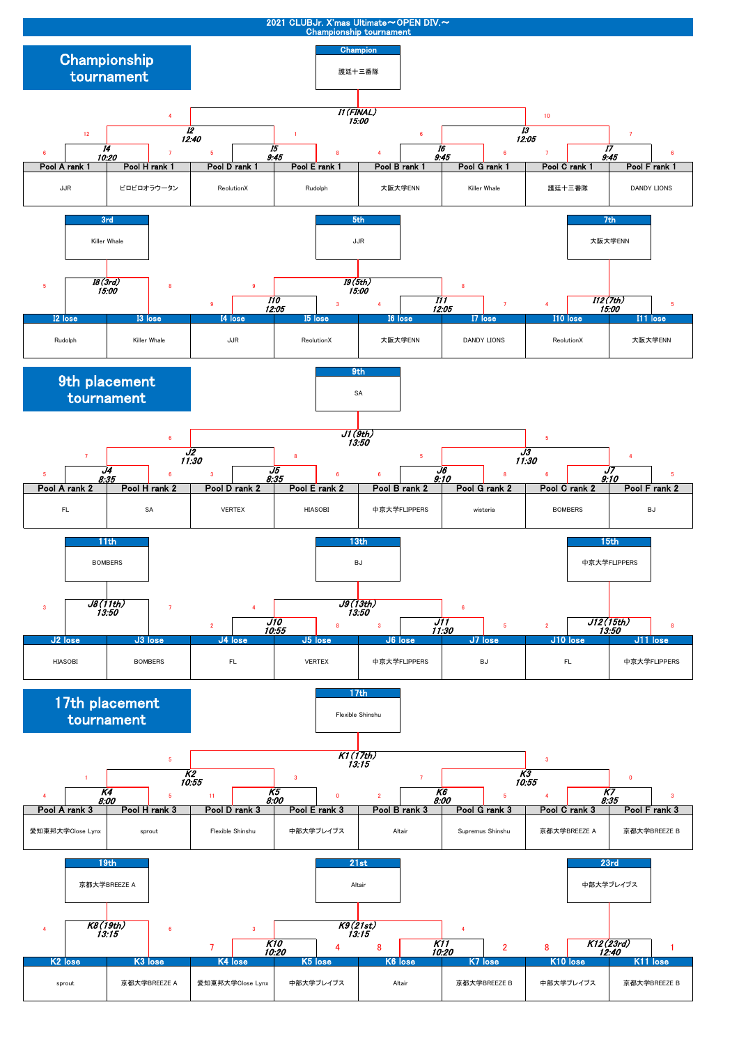# 2021 CLUBJr. X'mas Ultimate～OPEN DIV.～
## Championship tournament

## Championship tournament

**Champion:** 護廷十三番隊

| Pool A rank 1 | Pool H rank 1 | Pool D rank 1 | Pool E rank 1 | Pool B rank 1 | Pool G rank 1 | Pool C rank 1 | Pool F rank 1 |
|---|---|---|---|---|---|---|---|
| JJR | ピロピロオラウータン | ReolutionX | Rudolph | 大阪大学ENN | Killer Whale | 護廷十三番隊 | DANDY LIONS |

- I4 10:20: JJR 6 – ピロピロオラウータン 7
- I5 9:45: ReolutionX 5 – Rudolph 8
- I6 9:45: 大阪大学ENN 4 – Killer Whale 6
- I7 9:45: 護廷十三番隊 7 – DANDY LIONS 6
- I2 12:40: 12 – 1
- I3 12:05: 6 – 7
- I1 (FINAL) 15:00: 4 – 10

| 3rd | 5th | 7th |
|---|---|---|
| Killer Whale | JJR | 大阪大学ENN |

| I2 lose | I3 lose | I4 lose | I5 lose | I6 lose | I7 lose | I10 lose | I11 lose |
|---|---|---|---|---|---|---|---|
| Rudolph | Killer Whale | JJR | ReolutionX | 大阪大学ENN | DANDY LIONS | ReolutionX | 大阪大学ENN |

- I8 (3rd) 15:00: Rudolph 5 – Killer Whale 8
- I10 12:05: JJR 9 – ReolutionX 3
- I11 12:05: 大阪大学ENN 4 – DANDY LIONS 7
- I9 (5th) 15:00: 9 – 8
- I12 (7th) 15:00: ReolutionX 4 – 大阪大学ENN 5

## 9th placement tournament

**9th:** SA

| Pool A rank 2 | Pool H rank 2 | Pool D rank 2 | Pool E rank 2 | Pool B rank 2 | Pool G rank 2 | Pool C rank 2 | Pool F rank 2 |
|---|---|---|---|---|---|---|---|
| FL | SA | VERTEX | HIASOBI | 中京大学FLIPPERS | wisteria | BOMBERS | BJ |

- J4 8:35: FL 5 – SA 6
- J5 8:35: VERTEX 3 – HIASOBI 6
- J6 9:10: 中京大学FLIPPERS 6 – wisteria 8
- J7 9:10: BOMBERS 6 – BJ 5
- J2 11:30: 7 – 8
- J3 11:30: 5 – 4
- J1 (9th) 13:50: 6 – 5

| 11th | 13th | 15th |
|---|---|---|
| BOMBERS | BJ | 中京大学FLIPPERS |

| J2 lose | J3 lose | J4 lose | J5 lose | J6 lose | J7 lose | J10 lose | J11 lose |
|---|---|---|---|---|---|---|---|
| HIASOBI | BOMBERS | FL | VERTEX | 中京大学FLIPPERS | BJ | FL | 中京大学FLIPPERS |

- J8 (11th) 13:50: HIASOBI 3 – BOMBERS 7
- J10 10:55: FL 2 – VERTEX 8
- J11 11:30: 中京大学FLIPPERS 3 – BJ 5
- J9 (13th) 13:50: 4 – 6
- J12 (15th) 13:50: FL 2 – 中京大学FLIPPERS 8

## 17th placement tournament

**17th:** Flexible Shinshu

| Pool A rank 3 | Pool H rank 3 | Pool D rank 3 | Pool E rank 3 | Pool B rank 3 | Pool G rank 3 | Pool C rank 3 | Pool F rank 3 |
|---|---|---|---|---|---|---|---|
| 愛知東邦大学Close Lynx | sprout | Flexible Shinshu | 中部大学ブレイブス | Altair | Supremus Shinshu | 京都大学BREEZE A | 京都大学BREEZE B |

- K4 8:00: 愛知東邦大学Close Lynx 4 – sprout 5
- K5 8:00: Flexible Shinshu 11 – 中部大学ブレイブス 0
- K6 8:00: Altair 2 – Supremus Shinshu 5
- K7 8:35: 京都大学BREEZE A 4 – 京都大学BREEZE B 3
- K2 10:55: 1 – 3
- K3 10:55: 7 – 0
- K1 (17th) 13:15: 5 – 3

| 19th | 21st | 23rd |
|---|---|---|
| 京都大学BREEZE A | Altair | 中部大学ブレイブス |

| K2 lose | K3 lose | K4 lose | K5 lose | K6 lose | K7 lose | K10 lose | K11 lose |
|---|---|---|---|---|---|---|---|
| sprout | 京都大学BREEZE A | 愛知東邦大学Close Lynx | 中部大学ブレイブス | Altair | 京都大学BREEZE B | 中部大学ブレイブス | 京都大学BREEZE B |

- K8 (19th) 13:15: sprout 4 – 京都大学BREEZE A 6
- K10 10:20: 愛知東邦大学Close Lynx 7 – 中部大学ブレイブス 4
- K11 10:20: Altair 8 – 京都大学BREEZE B 2
- K9 (21st) 13:15: 3 – 4
- K12 (23rd) 12:40: 中部大学ブレイブス 8 – 京都大学BREEZE B 1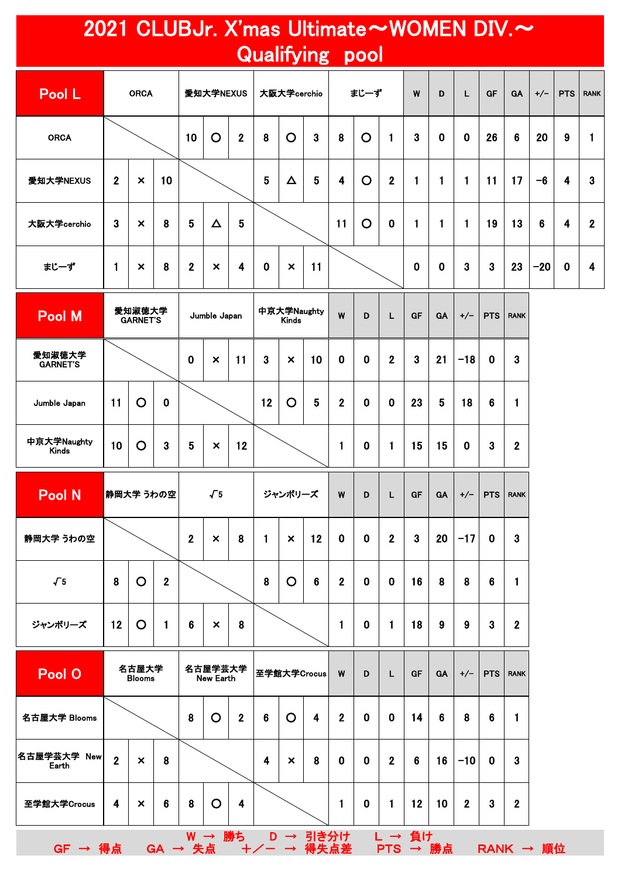# 2021 CLUBJr. X'mas Ultimate～WOMEN DIV.～
## Qualifying pool

| Pool L | ORCA | | | 愛知大学NEXUS | | | 大阪大学cerchio | | | まじーず | | | W | D | L | GF | GA | +/− | PTS | RANK |
|---|---|---|---|---|---|---|---|---|---|---|---|---|---|---|---|---|---|---|---|---|
| ORCA | | | | 10 | ○ | 2 | 8 | ○ | 3 | 8 | ○ | 1 | 3 | 0 | 0 | 26 | 6 | 20 | 9 | 1 |
| 愛知大学NEXUS | 2 | × | 10 | | | | 5 | △ | 5 | 4 | ○ | 2 | 1 | 1 | 1 | 11 | 17 | −6 | 4 | 3 |
| 大阪大学cerchio | 3 | × | 8 | 5 | △ | 5 | | | | 11 | ○ | 0 | 1 | 1 | 1 | 19 | 13 | 6 | 4 | 2 |
| まじーず | 1 | × | 8 | 2 | × | 4 | 0 | × | 11 | | | | 0 | 0 | 3 | 3 | 23 | −20 | 0 | 4 |

| Pool M | 愛知淑徳大学 GARNET'S | | | Jumble Japan | | | 中京大学Naughty Kinds | | | W | D | L | GF | GA | +/− | PTS | RANK |
|---|---|---|---|---|---|---|---|---|---|---|---|---|---|---|---|---|---|
| 愛知淑徳大学 GARNET'S | | | | 0 | × | 11 | 3 | × | 10 | 0 | 0 | 2 | 3 | 21 | −18 | 0 | 3 |
| Jumble Japan | 11 | ○ | 0 | | | | 12 | ○ | 5 | 2 | 0 | 0 | 23 | 5 | 18 | 6 | 1 |
| 中京大学Naughty Kinds | 10 | ○ | 3 | 5 | × | 12 | | | | 1 | 0 | 1 | 15 | 15 | 0 | 3 | 2 |

| Pool N | 静岡大学 うわの空 | | | √5 | | | ジャンボリーズ | | | W | D | L | GF | GA | +/− | PTS | RANK |
|---|---|---|---|---|---|---|---|---|---|---|---|---|---|---|---|---|---|
| 静岡大学 うわの空 | | | | 2 | × | 8 | 1 | × | 12 | 0 | 0 | 2 | 3 | 20 | −17 | 0 | 3 |
| √5 | 8 | ○ | 2 | | | | 8 | ○ | 6 | 2 | 0 | 0 | 16 | 8 | 8 | 6 | 1 |
| ジャンボリーズ | 12 | ○ | 1 | 6 | × | 8 | | | | 1 | 0 | 1 | 18 | 9 | 9 | 3 | 2 |

| Pool O | 名古屋大学 Blooms | | | 名古屋学芸大学 New Earth | | | 至学館大学Crocus | | | W | D | L | GF | GA | +/− | PTS | RANK |
|---|---|---|---|---|---|---|---|---|---|---|---|---|---|---|---|---|---|
| 名古屋大学 Blooms | | | | 8 | ○ | 2 | 6 | ○ | 4 | 2 | 0 | 0 | 14 | 6 | 8 | 6 | 1 |
| 名古屋学芸大学 New Earth | 2 | × | 8 | | | | 4 | × | 8 | 0 | 0 | 2 | 6 | 16 | −10 | 0 | 3 |
| 至学館大学Crocus | 4 | × | 6 | 8 | ○ | 4 | | | | 1 | 0 | 1 | 12 | 10 | 2 | 3 | 2 |

W → 勝ち　D → 引き分け　L → 負け
GF → 得点　GA → 失点　＋／－ → 得失点差　PTS → 勝点　RANK → 順位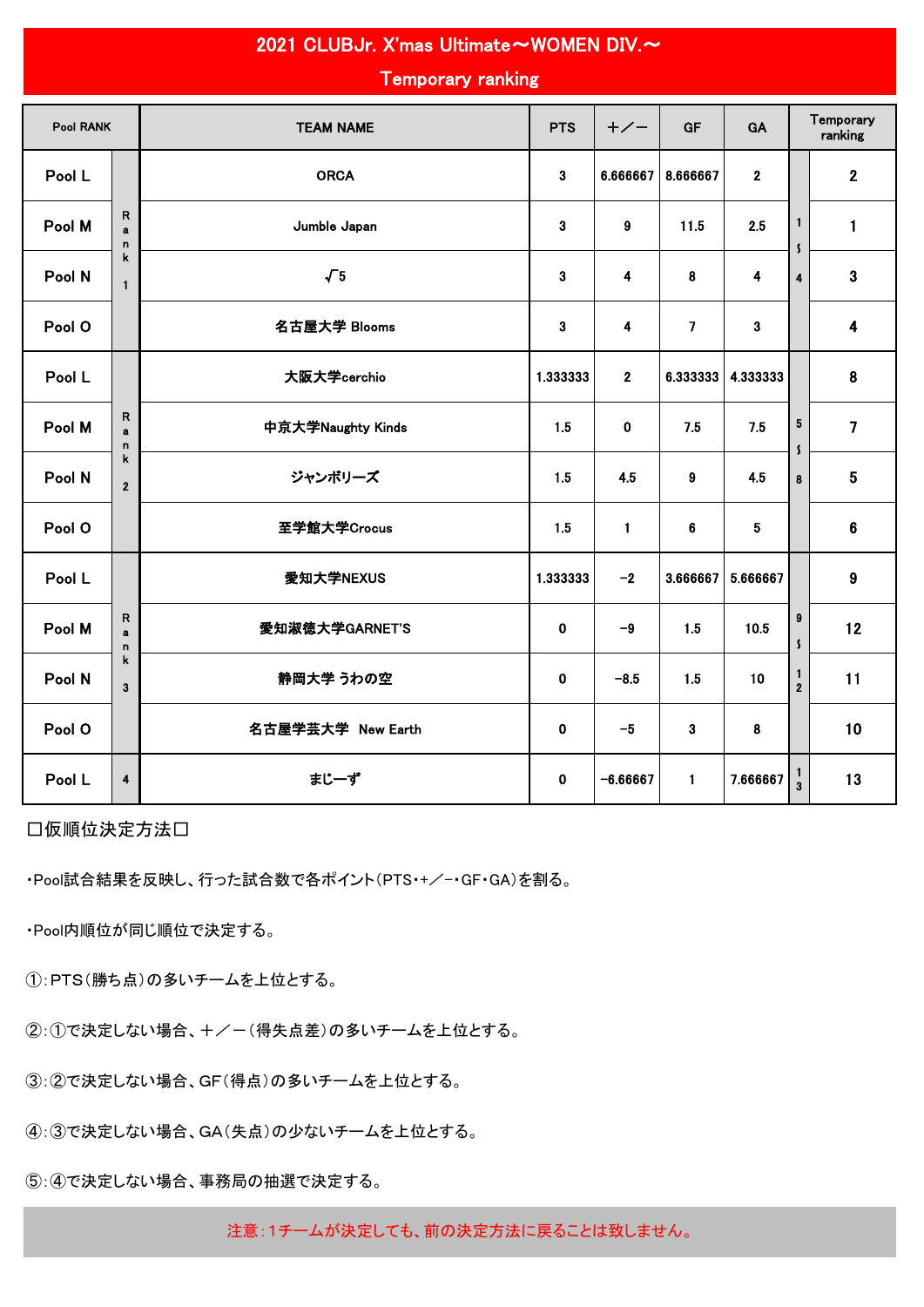# 2021 CLUBJr. X'mas Ultimate～WOMEN DIV.～

## Temporary ranking

| Pool RANK | | TEAM NAME | PTS | +／− | GF | GA | Temporary ranking | |
|---|---|---|---|---|---|---|---|---|
| Pool L | Rank 1 | ORCA | 3 | 6.666667 | 8.666667 | 2 | 1～4 | 2 |
| Pool M | | Jumble Japan | 3 | 9 | 11.5 | 2.5 | | 1 |
| Pool N | | √5 | 3 | 4 | 8 | 4 | | 3 |
| Pool O | | 名古屋大学 Blooms | 3 | 4 | 7 | 3 | | 4 |
| Pool L | Rank 2 | 大阪大学cerchio | 1.333333 | 2 | 6.333333 | 4.333333 | 5～8 | 8 |
| Pool M | | 中京大学Naughty Kinds | 1.5 | 0 | 7.5 | 7.5 | | 7 |
| Pool N | | ジャンボリーズ | 1.5 | 4.5 | 9 | 4.5 | | 5 |
| Pool O | | 至学館大学Crocus | 1.5 | 1 | 6 | 5 | | 6 |
| Pool L | Rank 3 | 愛知大学NEXUS | 1.333333 | −2 | 3.666667 | 5.666667 | 9～12 | 9 |
| Pool M | | 愛知淑徳大学GARNET'S | 0 | −9 | 1.5 | 10.5 | | 12 |
| Pool N | | 静岡大学 うわの空 | 0 | −8.5 | 1.5 | 10 | | 11 |
| Pool O | | 名古屋学芸大学　New Earth | 0 | −5 | 3 | 8 | | 10 |
| Pool L | 4 | まじーず | 0 | −6.66667 | 1 | 7.666667 | 13 | 13 |

□仮順位決定方法□

・Pool試合結果を反映し、行った試合数で各ポイント(PTS・+／−・GF・GA)を割る。

・Pool内順位が同じ順位で決定する。

①:PTS(勝ち点)の多いチームを上位とする。

②:①で決定しない場合、+／−(得失点差)の多いチームを上位とする。

③:②で決定しない場合、GF(得点)の多いチームを上位とする。

④:③で決定しない場合、GA(失点)の少ないチームを上位とする。

⑤:④で決定しない場合、事務局の抽選で決定する。

注意:1チームが決定しても、前の決定方法に戻ることは致しません。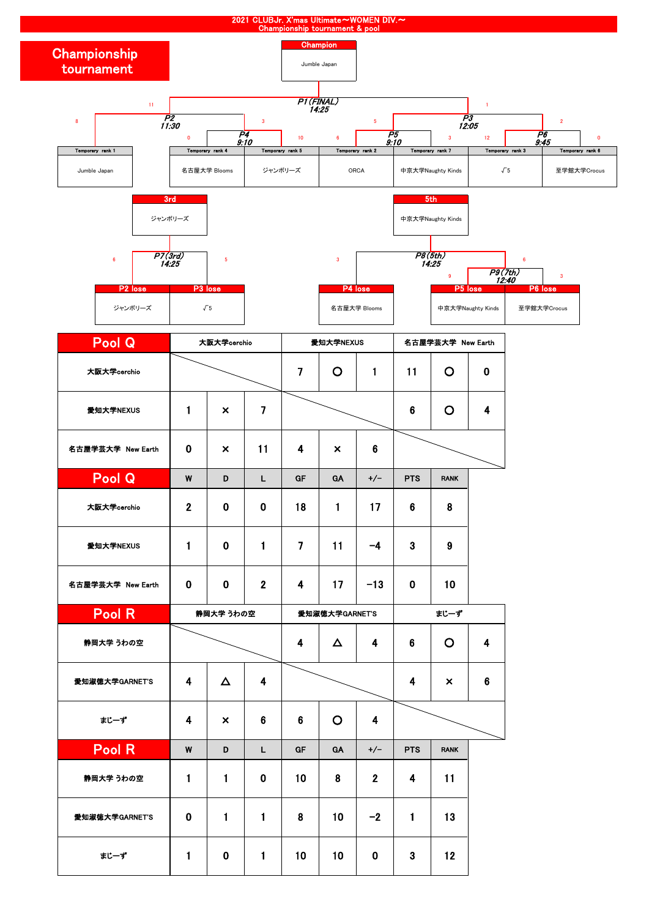# 2021 CLUBJr. X'mas Ultimate～WOMEN DIV.～
Championship tournament & pool

## Championship tournament

**Champion**: Jumble Japan

P1 (FINAL) 14:25 — 11 / 1

P2 11:30 — 8 / 3

P3 12:05 — 5 / 2

P4 9:10 — 0 / 10

P5 9:10 — 6 / 3

P6 9:45 — 12 / 0

| Temporary rank 1 | Temporary rank 4 | Temporary rank 5 | Temporary rank 2 | Temporary rank 7 | Temporary rank 3 | Temporary rank 6 |
|---|---|---|---|---|---|---|
| Jumble Japan | 名古屋大学 Blooms | ジャンボリーズ | ORCA | 中京大学Naughty Kinds | √5 | 至学館大学Crocus |

**3rd**: ジャンボリーズ

P7 (3rd) 14:25 — 6 / 5

| P2 lose | P3 lose |
|---|---|
| ジャンボリーズ | √5 |

**5th**: 中京大学Naughty Kinds

P8 (5th) 14:25 — 3 / 6

P9 (7th) 12:40 — 9 / 3

| P4 lose | P5 lose | P6 lose |
|---|---|---|
| 名古屋大学 Blooms | 中京大学Naughty Kinds | 至学館大学Crocus |

## Pool Q

| Pool Q | 大阪大学cerchio | | | 愛知大学NEXUS | | | 名古屋学芸大学 New Earth | | |
|---|---|---|---|---|---|---|---|---|---|
| 大阪大学cerchio | | | | 7 | ○ | 1 | 11 | ○ | 0 |
| 愛知大学NEXUS | 1 | × | 7 | | | | 6 | ○ | 4 |
| 名古屋学芸大学 New Earth | 0 | × | 11 | 4 | × | 6 | | | |

| Pool Q | W | D | L | GF | GA | +/− | PTS | RANK |
|---|---|---|---|---|---|---|---|---|
| 大阪大学cerchio | 2 | 0 | 0 | 18 | 1 | 17 | 6 | 8 |
| 愛知大学NEXUS | 1 | 0 | 1 | 7 | 11 | −4 | 3 | 9 |
| 名古屋学芸大学 New Earth | 0 | 0 | 2 | 4 | 17 | −13 | 0 | 10 |

## Pool R

| Pool R | 静岡大学 うわの空 | | | 愛知淑徳大学GARNET'S | | | まじーず | | |
|---|---|---|---|---|---|---|---|---|---|
| 静岡大学 うわの空 | | | | 4 | △ | 4 | 6 | ○ | 4 |
| 愛知淑徳大学GARNET'S | 4 | △ | 4 | | | | 4 | × | 6 |
| まじーず | 4 | × | 6 | 6 | ○ | 4 | | | |

| Pool R | W | D | L | GF | GA | +/− | PTS | RANK |
|---|---|---|---|---|---|---|---|---|
| 静岡大学 うわの空 | 1 | 1 | 0 | 10 | 8 | 2 | 4 | 11 |
| 愛知淑徳大学GARNET'S | 0 | 1 | 1 | 8 | 10 | −2 | 1 | 13 |
| まじーず | 1 | 0 | 1 | 10 | 10 | 0 | 3 | 12 |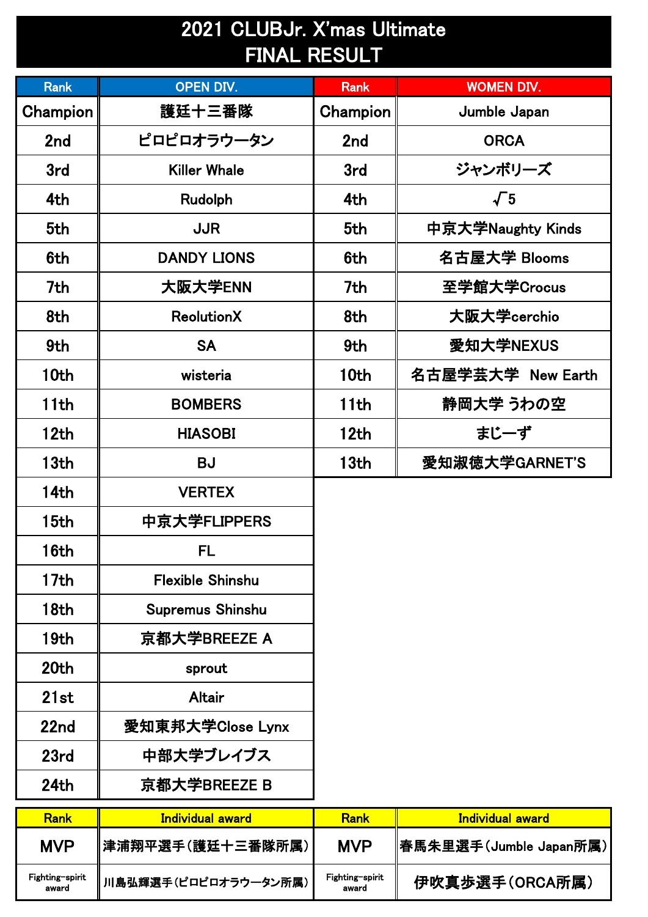# 2021 CLUBJr. X'mas Ultimate
# FINAL RESULT

| Rank | OPEN DIV. | Rank | WOMEN DIV. |
|---|---|---|---|
| Champion | 護廷十三番隊 | Champion | Jumble Japan |
| 2nd | ピロピロオラウータン | 2nd | ORCA |
| 3rd | Killer Whale | 3rd | ジャンボリーズ |
| 4th | Rudolph | 4th | √5 |
| 5th | JJR | 5th | 中京大学Naughty Kinds |
| 6th | DANDY LIONS | 6th | 名古屋大学 Blooms |
| 7th | 大阪大学ENN | 7th | 至学館大学Crocus |
| 8th | ReolutionX | 8th | 大阪大学cerchio |
| 9th | SA | 9th | 愛知大学NEXUS |
| 10th | wisteria | 10th | 名古屋学芸大学　New Earth |
| 11th | BOMBERS | 11th | 静岡大学 うわの空 |
| 12th | HIASOBI | 12th | まじーず |
| 13th | BJ | 13th | 愛知淑徳大学GARNET'S |
| 14th | VERTEX | | |
| 15th | 中京大学FLIPPERS | | |
| 16th | FL | | |
| 17th | Flexible Shinshu | | |
| 18th | Supremus Shinshu | | |
| 19th | 京都大学BREEZE A | | |
| 20th | sprout | | |
| 21st | Altair | | |
| 22nd | 愛知東邦大学Close Lynx | | |
| 23rd | 中部大学ブレイブス | | |
| 24th | 京都大学BREEZE B | | |

| Rank | Individual award | Rank | Individual award |
|---|---|---|---|
| MVP | 津浦翔平選手（護廷十三番隊所属） | MVP | 春馬朱里選手（Jumble Japan所属） |
| Fighting-spirit award | 川島弘輝選手（ピロピロオラウータン所属） | Fighting-spirit award | 伊吹真歩選手（ORCA所属） |